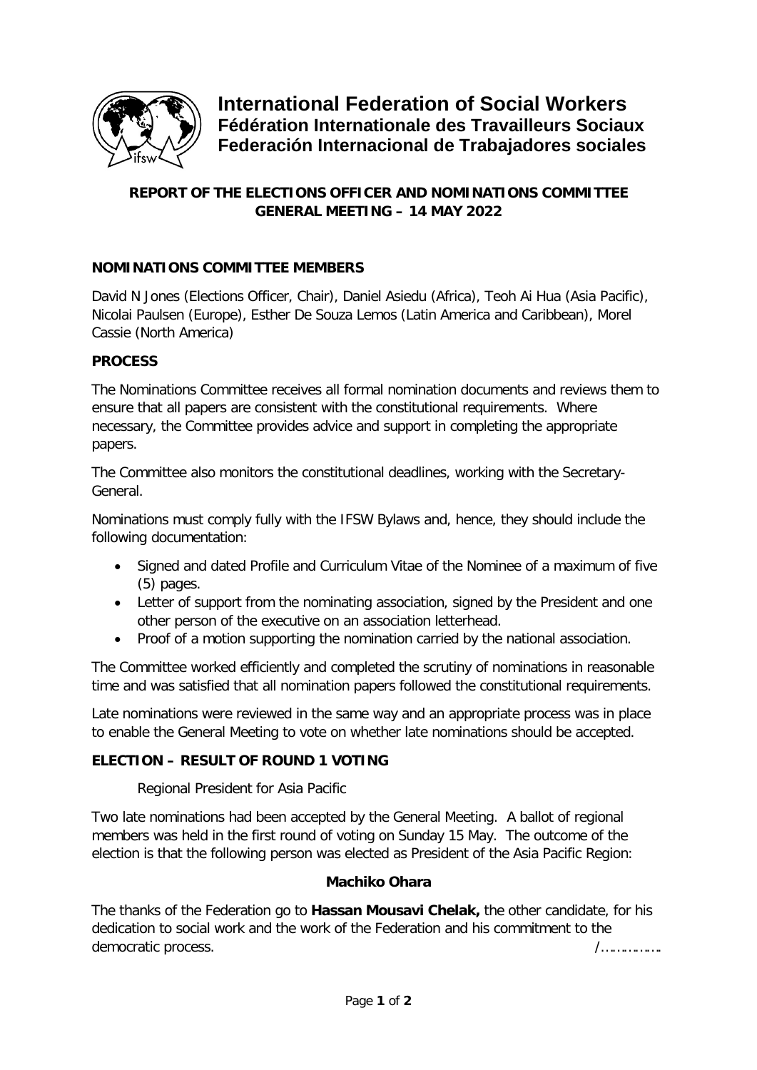# International Federation of Social Workers
## Fédération Internationale des Travailleurs Sociaux
## Federación Internacional de Trabajadores sociales

**REPORT OF THE ELECTIONS OFFICER AND NOMINATIONS COMMITTEE**
**GENERAL MEETING – 14 MAY 2022**

**NOMINATIONS COMMITTEE MEMBERS**

David N Jones (Elections Officer, Chair), Daniel Asiedu (Africa), Teoh Ai Hua (Asia Pacific), Nicolai Paulsen (Europe), Esther De Souza Lemos (Latin America and Caribbean), Morel Cassie (North America)

**PROCESS**

The Nominations Committee receives all formal nomination documents and reviews them to ensure that all papers are consistent with the constitutional requirements. Where necessary, the Committee provides advice and support in completing the appropriate papers.

The Committee also monitors the constitutional deadlines, working with the Secretary-General.

Nominations must comply fully with the IFSW Bylaws and, hence, they should include the following documentation:

- Signed and dated Profile and Curriculum Vitae of the Nominee of a maximum of five (5) pages.
- Letter of support from the nominating association, signed by the President and one other person of the executive on an association letterhead.
- Proof of a motion supporting the nomination carried by the national association.

The Committee worked efficiently and completed the scrutiny of nominations in reasonable time and was satisfied that all nomination papers followed the constitutional requirements.

Late nominations were reviewed in the same way and an appropriate process was in place to enable the General Meeting to vote on whether late nominations should be accepted.

**ELECTION – RESULT OF ROUND 1 VOTING**

Regional President for Asia Pacific

Two late nominations had been accepted by the General Meeting. A ballot of regional members was held in the first round of voting on Sunday 15 May. The outcome of the election is that the following person was elected as President of the Asia Pacific Region:

**Machiko Ohara**

The thanks of the Federation go to **Hassan Mousavi Chelak,** the other candidate, for his dedication to social work and the work of the Federation and his commitment to the democratic process. /……………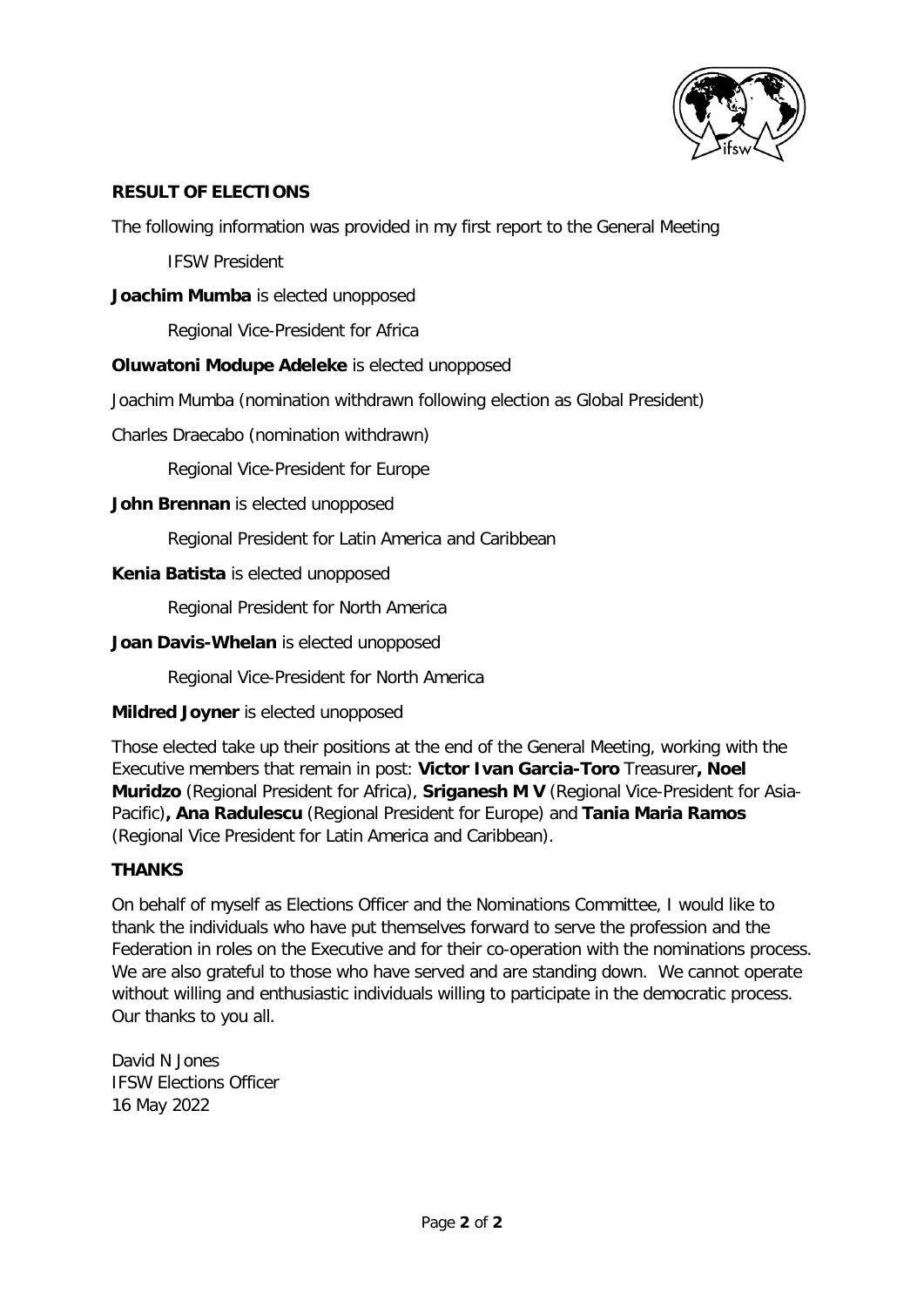**RESULT OF ELECTIONS**

The following information was provided in my first report to the General Meeting

IFSW President

**Joachim Mumba** is elected unopposed

Regional Vice-President for Africa

**Oluwatoni Modupe Adeleke** is elected unopposed

Joachim Mumba (nomination withdrawn following election as Global President)

Charles Draecabo (nomination withdrawn)

Regional Vice-President for Europe

**John Brennan** is elected unopposed

Regional President for Latin America and Caribbean

**Kenia Batista** is elected unopposed

Regional President for North America

**Joan Davis-Whelan** is elected unopposed

Regional Vice-President for North America

**Mildred Joyner** is elected unopposed

Those elected take up their positions at the end of the General Meeting, working with the Executive members that remain in post: **Victor Ivan Garcia-Toro** Treasurer**, Noel Muridzo** (Regional President for Africa), **Sriganesh M V** (Regional Vice-President for Asia-Pacific)**, Ana Radulescu** (Regional President for Europe) and **Tania Maria Ramos** (Regional Vice President for Latin America and Caribbean).

**THANKS**

On behalf of myself as Elections Officer and the Nominations Committee, I would like to thank the individuals who have put themselves forward to serve the profession and the Federation in roles on the Executive and for their co-operation with the nominations process. We are also grateful to those who have served and are standing down. We cannot operate without willing and enthusiastic individuals willing to participate in the democratic process. Our thanks to you all.

David N Jones
IFSW Elections Officer
16 May 2022